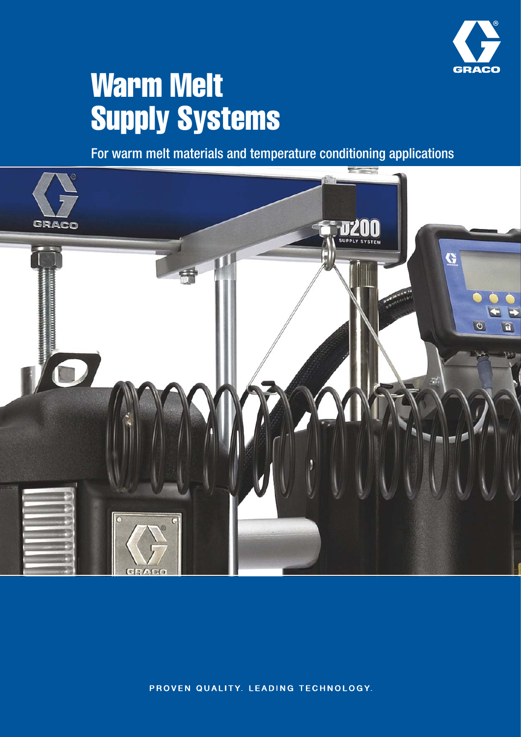# Warm Melt Supply Systems

For warm melt materials and temperature conditioning applications

PROVEN QUALITY. LEADING TECHNOLOGY.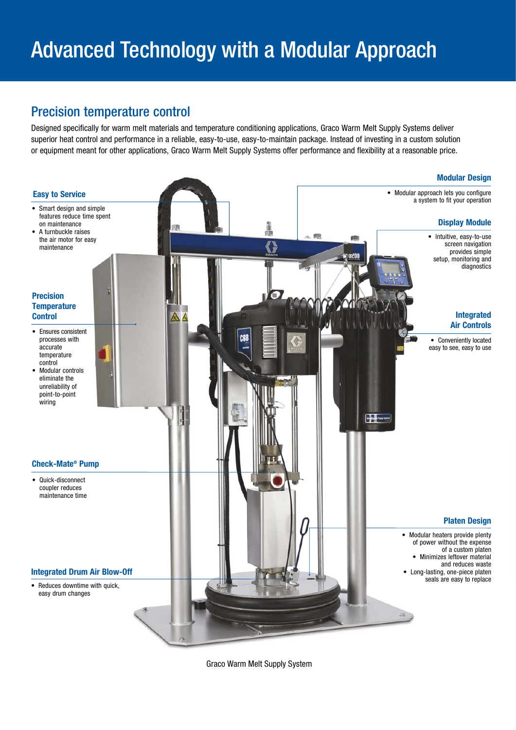# Advanced Technology with a Modular Approach

## Precision temperature control

Designed specifically for warm melt materials and temperature conditioning applications, Graco Warm Melt Supply Systems deliver superior heat control and performance in a reliable, easy-to-use, easy-to-maintain package. Instead of investing in a custom solution or equipment meant for other applications, Graco Warm Melt Supply Systems offer performance and flexibility at a reasonable price.

### Easy to Service

- Smart design and simple features reduce time spent on maintenance
- A turnbuckle raises the air motor for easy maintenance

### Precision Temperature Control

- Ensures consistent processes with accurate temperature control
- Modular controls eliminate the unreliability of point-to-point wiring

### Check-Mate® Pump

- Quick-disconnect coupler reduces maintenance time

### Integrated Drum Air Blow-Off

- Reduces downtime with quick, easy drum changes

### Modular Design

- Modular approach lets you configure a system to fit your operation

### Display Module

- Intuitive, easy-to-use screen navigation provides simple setup, monitoring and diagnostics

### Integrated Air Controls

- Conveniently located easy to see, easy to use

### Platen Design

- Modular heaters provide plenty of power without the expense of a custom platen
- Minimizes leftover material and reduces waste
- Long-lasting, one-piece platen seals are easy to replace

Graco Warm Melt Supply System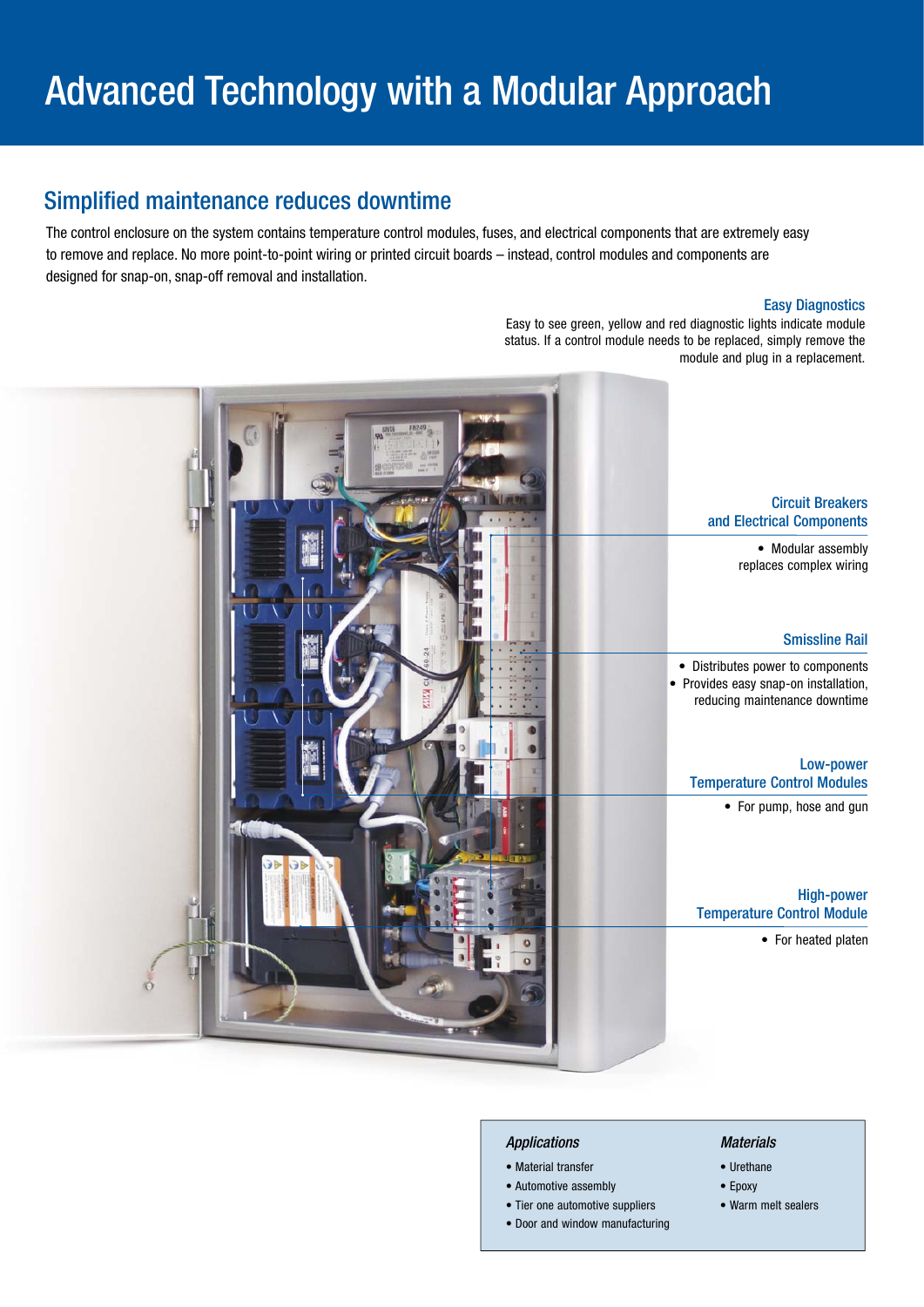# Advanced Technology with a Modular Approach

## Simplified maintenance reduces downtime

The control enclosure on the system contains temperature control modules, fuses, and electrical components that are extremely easy to remove and replace. No more point-to-point wiring or printed circuit boards – instead, control modules and components are designed for snap-on, snap-off removal and installation.

### Easy Diagnostics

Easy to see green, yellow and red diagnostic lights indicate module status. If a control module needs to be replaced, simply remove the module and plug in a replacement.

### Circuit Breakers and Electrical Components

- Modular assembly replaces complex wiring

### Smissline Rail

- Distributes power to components
- Provides easy snap-on installation, reducing maintenance downtime

### Low-power Temperature Control Modules

- For pump, hose and gun

### High-power Temperature Control Module

- For heated platen

### *Applications*

- Material transfer
- Automotive assembly
- Tier one automotive suppliers
- Door and window manufacturing

### *Materials*

- Urethane
- Epoxy
- Warm melt sealers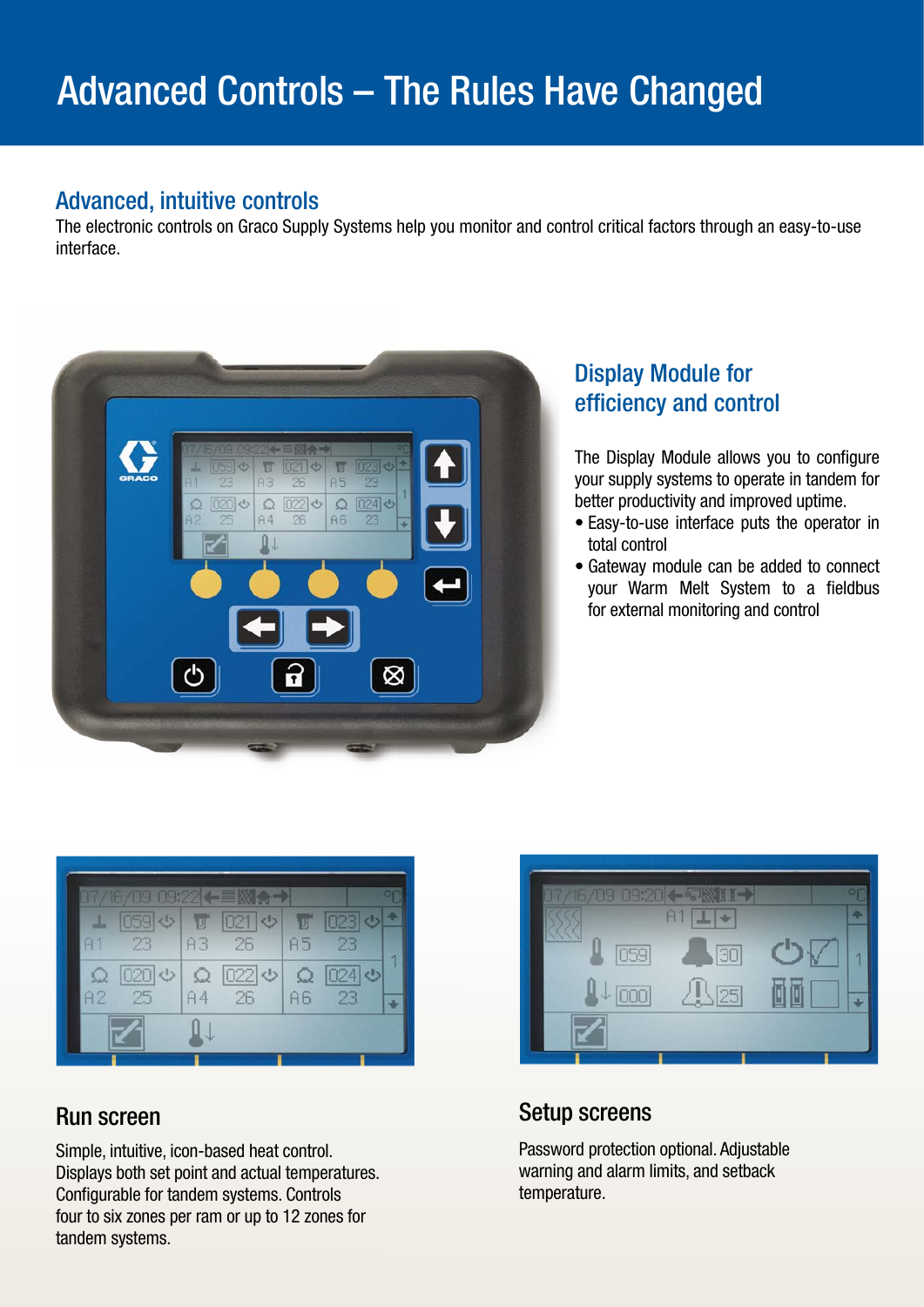# Advanced Controls – The Rules Have Changed

## Advanced, intuitive controls

The electronic controls on Graco Supply Systems help you monitor and control critical factors through an easy-to-use interface.

## Display Module for efficiency and control

The Display Module allows you to configure your supply systems to operate in tandem for better productivity and improved uptime.

- Easy-to-use interface puts the operator in total control
- Gateway module can be added to connect your Warm Melt System to a fieldbus for external monitoring and control

### Run screen

Simple, intuitive, icon-based heat control. Displays both set point and actual temperatures. Configurable for tandem systems. Controls four to six zones per ram or up to 12 zones for tandem systems.

### Setup screens

Password protection optional. Adjustable warning and alarm limits, and setback temperature.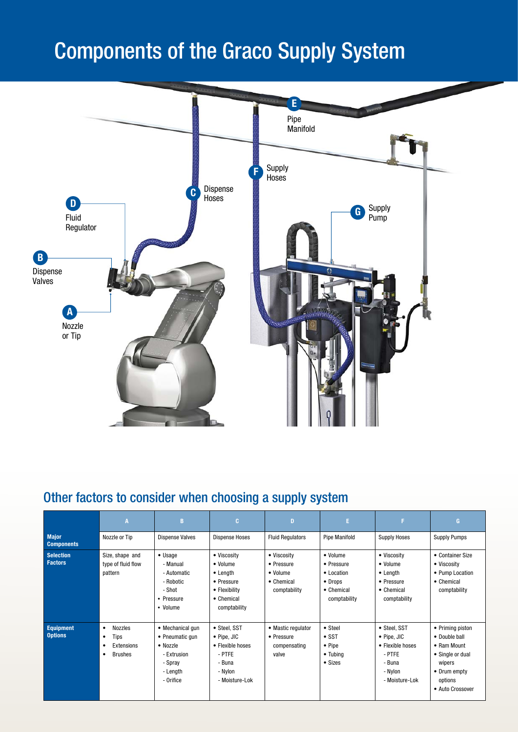# Components of the Graco Supply System

E Pipe Manifold

F Supply Hoses

C Dispense Hoses

D Fluid Regulator

G Supply Pump

B Dispense Valves

A Nozzle or Tip

## Other factors to consider when choosing a supply system

| | A | B | C | D | E | F | G |
|---|---|---|---|---|---|---|---|
| **Major Components** | Nozzle or Tip | Dispense Valves | Dispense Hoses | Fluid Regulators | Pipe Manifold | Supply Hoses | Supply Pumps |
| **Selection Factors** | Size, shape and type of fluid flow pattern | • Usage<br>- Manual<br>- Automatic<br>- Robotic<br>- Shot<br>• Pressure<br>• Volume | • Viscosity<br>• Volume<br>• Length<br>• Pressure<br>• Flexibility<br>• Chemical comptability | • Viscosity<br>• Pressure<br>• Volume<br>• Chemical comptability | • Volume<br>• Pressure<br>• Location<br>• Drops<br>• Chemical comptability | • Viscosity<br>• Volume<br>• Length<br>• Pressure<br>• Chemical comptability | • Container Size<br>• Viscosity<br>• Pump Location<br>• Chemical comptability |
| **Equipment Options** | • Nozzles<br>• Tips<br>• Extensions<br>• Brushes | • Mechanical gun<br>• Pneumatic gun<br>• Nozzle<br>- Extrusion<br>- Spray<br>- Length<br>- Orifice | • Steel, SST<br>• Pipe, JIC<br>• Flexible hoses<br>- PTFE<br>- Buna<br>- Nylon<br>- Moisture-Lok | • Mastic regulator<br>• Pressure compensating valve | • Steel<br>• SST<br>• Pipe<br>• Tubing<br>• Sizes | • Steel, SST<br>• Pipe, JIC<br>• Flexible hoses<br>- PTFE<br>- Buna<br>- Nylon<br>- Moisture-Lok | • Priming piston<br>• Double ball<br>• Ram Mount<br>• Single or dual wipers<br>• Drum empty options<br>• Auto Crossover |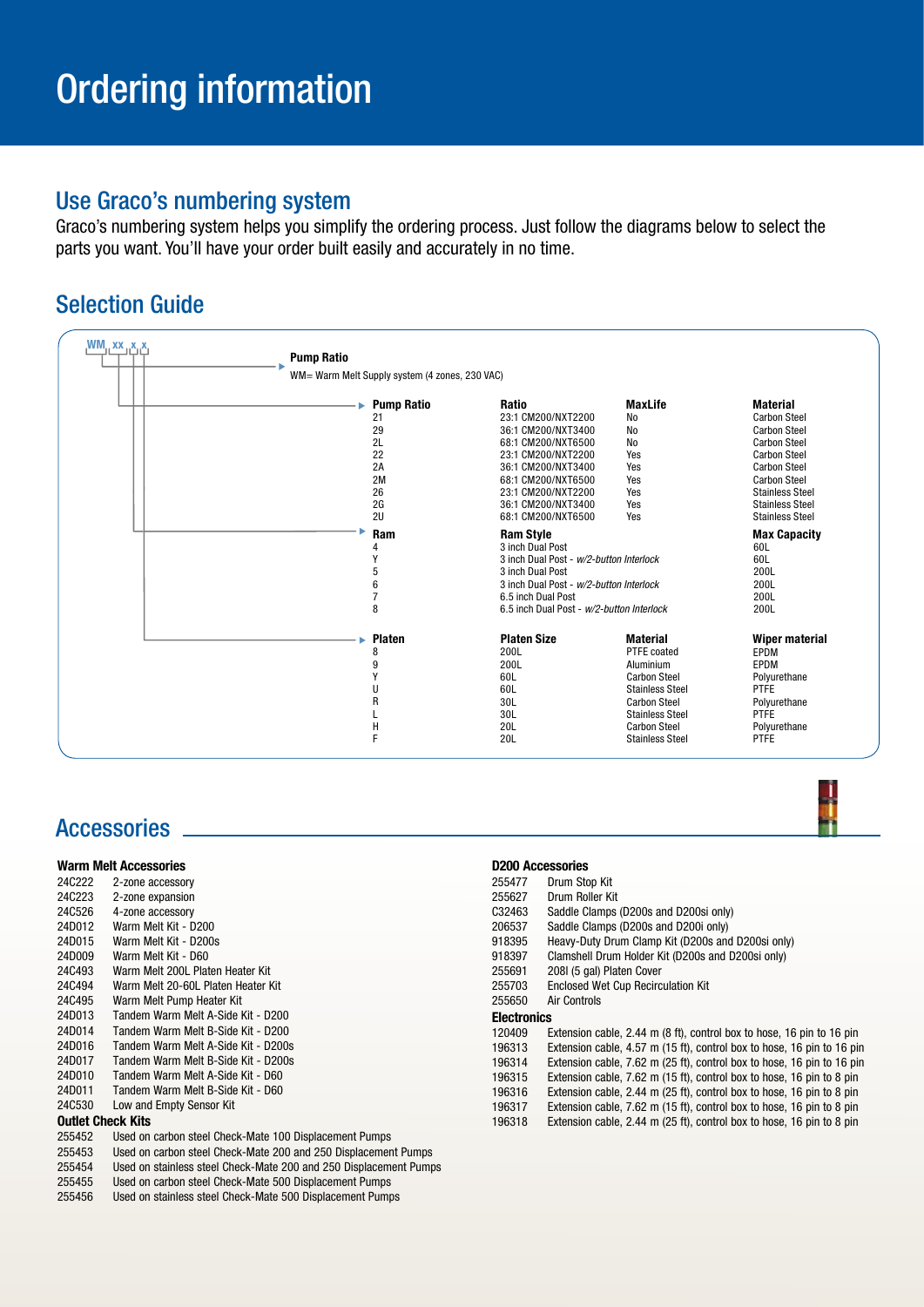# Ordering information

## Use Graco's numbering system

Graco's numbering system helps you simplify the ordering process. Just follow the diagrams below to select the parts you want. You'll have your order built easily and accurately in no time.

## Selection Guide

WM xx x x

**Pump Ratio**

WM= Warm Melt Supply system (4 zones, 230 VAC)

| Pump Ratio | Ratio | MaxLife | Material |
|---|---|---|---|
| 21 | 23:1 CM200/NXT2200 | No | Carbon Steel |
| 29 | 36:1 CM200/NXT3400 | No | Carbon Steel |
| 2L | 68:1 CM200/NXT6500 | No | Carbon Steel |
| 22 | 23:1 CM200/NXT2200 | Yes | Carbon Steel |
| 2A | 36:1 CM200/NXT3400 | Yes | Carbon Steel |
| 2M | 68:1 CM200/NXT6500 | Yes | Carbon Steel |
| 26 | 23:1 CM200/NXT2200 | Yes | Stainless Steel |
| 2G | 36:1 CM200/NXT3400 | Yes | Stainless Steel |
| 2U | 68:1 CM200/NXT6500 | Yes | Stainless Steel |

| Ram | Ram Style | Max Capacity |
|---|---|---|
| 4 | 3 inch Dual Post | 60L |
| Y | 3 inch Dual Post - *w/2-button Interlock* | 60L |
| 5 | 3 inch Dual Post | 200L |
| 6 | 3 inch Dual Post - *w/2-button Interlock* | 200L |
| 7 | 6.5 inch Dual Post | 200L |
| 8 | 6.5 inch Dual Post - *w/2-button Interlock* | 200L |

| Platen | Platen Size | Material | Wiper material |
|---|---|---|---|
| 8 | 200L | PTFE coated | EPDM |
| 9 | 200L | Aluminium | EPDM |
| Y | 60L | Carbon Steel | Polyurethane |
| U | 60L | Stainless Steel | PTFE |
| R | 30L | Carbon Steel | Polyurethane |
| L | 30L | Stainless Steel | PTFE |
| H | 20L | Carbon Steel | Polyurethane |
| F | 20L | Stainless Steel | PTFE |

## Accessories

**Warm Melt Accessories**

| | |
|---|---|
| 24C222 | 2-zone accessory |
| 24C223 | 2-zone expansion |
| 24C526 | 4-zone accessory |
| 24D012 | Warm Melt Kit - D200 |
| 24D015 | Warm Melt Kit - D200s |
| 24D009 | Warm Melt Kit - D60 |
| 24C493 | Warm Melt 200L Platen Heater Kit |
| 24C494 | Warm Melt 20-60L Platen Heater Kit |
| 24C495 | Warm Melt Pump Heater Kit |
| 24D013 | Tandem Warm Melt A-Side Kit - D200 |
| 24D014 | Tandem Warm Melt B-Side Kit - D200 |
| 24D016 | Tandem Warm Melt A-Side Kit - D200s |
| 24D017 | Tandem Warm Melt B-Side Kit - D200s |
| 24D010 | Tandem Warm Melt A-Side Kit - D60 |
| 24D011 | Tandem Warm Melt B-Side Kit - D60 |
| 24C530 | Low and Empty Sensor Kit |

**Outlet Check Kits**

| | |
|---|---|
| 255452 | Used on carbon steel Check-Mate 100 Displacement Pumps |
| 255453 | Used on carbon steel Check-Mate 200 and 250 Displacement Pumps |
| 255454 | Used on stainless steel Check-Mate 200 and 250 Displacement Pumps |
| 255455 | Used on carbon steel Check-Mate 500 Displacement Pumps |
| 255456 | Used on stainless steel Check-Mate 500 Displacement Pumps |

**D200 Accessories**

| | |
|---|---|
| 255477 | Drum Stop Kit |
| 255627 | Drum Roller Kit |
| C32463 | Saddle Clamps (D200s and D200si only) |
| 206537 | Saddle Clamps (D200s and D200i only) |
| 918395 | Heavy-Duty Drum Clamp Kit (D200s and D200si only) |
| 918397 | Clamshell Drum Holder Kit (D200s and D200si only) |
| 255691 | 208l (5 gal) Platen Cover |
| 255703 | Enclosed Wet Cup Recirculation Kit |
| 255650 | Air Controls |

**Electronics**

| | |
|---|---|
| 120409 | Extension cable, 2.44 m (8 ft), control box to hose, 16 pin to 16 pin |
| 196313 | Extension cable, 4.57 m (15 ft), control box to hose, 16 pin to 16 pin |
| 196314 | Extension cable, 7.62 m (25 ft), control box to hose, 16 pin to 16 pin |
| 196315 | Extension cable, 7.62 m (15 ft), control box to hose, 16 pin to 8 pin |
| 196316 | Extension cable, 2.44 m (25 ft), control box to hose, 16 pin to 8 pin |
| 196317 | Extension cable, 7.62 m (15 ft), control box to hose, 16 pin to 8 pin |
| 196318 | Extension cable, 2.44 m (25 ft), control box to hose, 16 pin to 8 pin |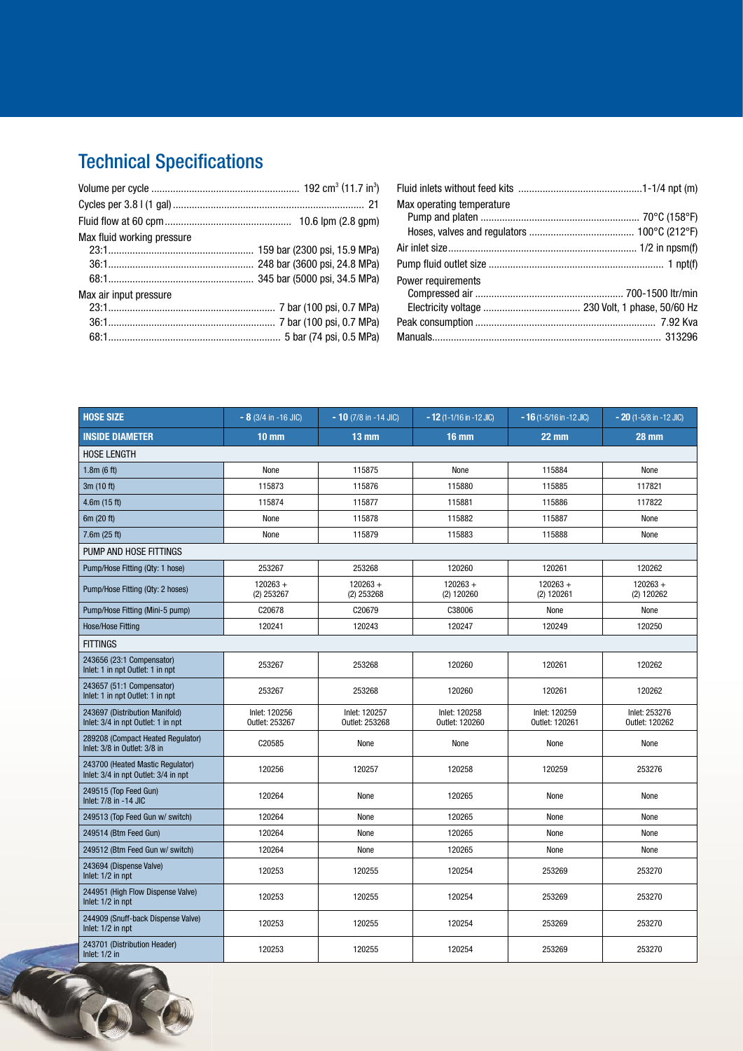## Technical Specifications

Volume per cycle ...... 192 cm$^3$ (11.7 in$^3$)

Cycles per 3.8 l (1 gal) ...... 21

Fluid flow at 60 cpm ...... 10.6 lpm (2.8 gpm)

Max fluid working pressure
- 23:1 ...... 159 bar (2300 psi, 15.9 MPa)
- 36:1 ...... 248 bar (3600 psi, 24.8 MPa)
- 68:1 ...... 345 bar (5000 psi, 34.5 MPa)

Max air input pressure
- 23:1 ...... 7 bar (100 psi, 0.7 MPa)
- 36:1 ...... 7 bar (100 psi, 0.7 MPa)
- 68:1 ...... 5 bar (74 psi, 0.5 MPa)

Fluid inlets without feed kits ...... 1-1/4 npt (m)

Max operating temperature
- Pump and platen ...... 70°C (158°F)
- Hoses, valves and regulators ...... 100°C (212°F)

Air inlet size ...... 1/2 in npsm(f)

Pump fluid outlet size ...... 1 npt(f)

Power requirements
- Compressed air ...... 700-1500 ltr/min
- Electricity voltage ...... 230 Volt, 1 phase, 50/60 Hz

Peak consumption ...... 7.92 Kva

Manuals ...... 313296

| HOSE SIZE | - 8 (3/4 in -16 JIC) | - 10 (7/8 in -14 JIC) | - 12 (1-1/16 in -12 JIC) | - 16 (1-5/16 in -12 JIC) | - 20 (1-5/8 in -12 JIC) |
|---|---|---|---|---|---|
| **INSIDE DIAMETER** | **10 mm** | **13 mm** | **16 mm** | **22 mm** | **28 mm** |
| HOSE LENGTH | | | | | |
| 1.8m (6 ft) | None | 115875 | None | 115884 | None |
| 3m (10 ft) | 115873 | 115876 | 115880 | 115885 | 117821 |
| 4.6m (15 ft) | 115874 | 115877 | 115881 | 115886 | 117822 |
| 6m (20 ft) | None | 115878 | 115882 | 115887 | None |
| 7.6m (25 ft) | None | 115879 | 115883 | 115888 | None |
| PUMP AND HOSE FITTINGS | | | | | |
| Pump/Hose Fitting (Qty: 1 hose) | 253267 | 253268 | 120260 | 120261 | 120262 |
| Pump/Hose Fitting (Qty: 2 hoses) | 120263 + (2) 253267 | 120263 + (2) 253268 | 120263 + (2) 120260 | 120263 + (2) 120261 | 120263 + (2) 120262 |
| Pump/Hose Fitting (Mini-5 pump) | C20678 | C20679 | C38006 | None | None |
| Hose/Hose Fitting | 120241 | 120243 | 120247 | 120249 | 120250 |
| FITTINGS | | | | | |
| 243656 (23:1 Compensator) Inlet: 1 in npt Outlet: 1 in npt | 253267 | 253268 | 120260 | 120261 | 120262 |
| 243657 (51:1 Compensator) Inlet: 1 in npt Outlet: 1 in npt | 253267 | 253268 | 120260 | 120261 | 120262 |
| 243697 (Distribution Manifold) Inlet: 3/4 in npt Outlet: 1 in npt | Inlet: 120256 Outlet: 253267 | Inlet: 120257 Outlet: 253268 | Inlet: 120258 Outlet: 120260 | Inlet: 120259 Outlet: 120261 | Inlet: 253276 Outlet: 120262 |
| 289208 (Compact Heated Regulator) Inlet: 3/8 in Outlet: 3/8 in | C20585 | None | None | None | None |
| 243700 (Heated Mastic Regulator) Inlet: 3/4 in npt Outlet: 3/4 in npt | 120256 | 120257 | 120258 | 120259 | 253276 |
| 249515 (Top Feed Gun) Inlet: 7/8 in -14 JIC | 120264 | None | 120265 | None | None |
| 249513 (Top Feed Gun w/ switch) | 120264 | None | 120265 | None | None |
| 249514 (Btm Feed Gun) | 120264 | None | 120265 | None | None |
| 249512 (Btm Feed Gun w/ switch) | 120264 | None | 120265 | None | None |
| 243694 (Dispense Valve) Inlet: 1/2 in npt | 120253 | 120255 | 120254 | 253269 | 253270 |
| 244951 (High Flow Dispense Valve) Inlet: 1/2 in npt | 120253 | 120255 | 120254 | 253269 | 253270 |
| 244909 (Snuff-back Dispense Valve) Inlet: 1/2 in npt | 120253 | 120255 | 120254 | 253269 | 253270 |
| 243701 (Distribution Header) Inlet: 1/2 in | 120253 | 120255 | 120254 | 253269 | 253270 |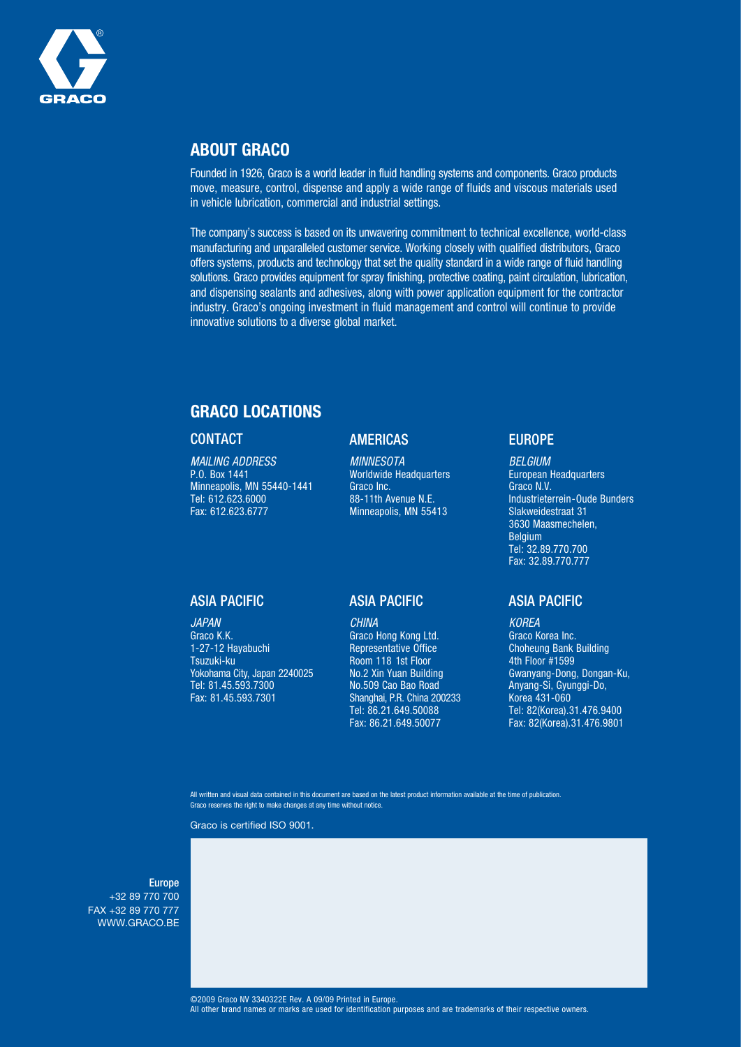## ABOUT GRACO

Founded in 1926, Graco is a world leader in fluid handling systems and components. Graco products move, measure, control, dispense and apply a wide range of fluids and viscous materials used in vehicle lubrication, commercial and industrial settings.

The company's success is based on its unwavering commitment to technical excellence, world-class manufacturing and unparalleled customer service. Working closely with qualified distributors, Graco offers systems, products and technology that set the quality standard in a wide range of fluid handling solutions. Graco provides equipment for spray finishing, protective coating, paint circulation, lubrication, and dispensing sealants and adhesives, along with power application equipment for the contractor industry. Graco's ongoing investment in fluid management and control will continue to provide innovative solutions to a diverse global market.

## GRACO LOCATIONS

### CONTACT

*MAILING ADDRESS*
P.O. Box 1441
Minneapolis, MN 55440-1441
Tel: 612.623.6000
Fax: 612.623.6777

### AMERICAS

*MINNESOTA*
Worldwide Headquarters
Graco Inc.
88-11th Avenue N.E.
Minneapolis, MN 55413

### EUROPE

*BELGIUM*
European Headquarters
Graco N.V.
Industrieterrein-Oude Bunders
Slakweidestraat 31
3630 Maasmechelen,
Belgium
Tel: 32.89.770.700
Fax: 32.89.770.777

### ASIA PACIFIC

*JAPAN*
Graco K.K.
1-27-12 Hayabuchi
Tsuzuki-ku
Yokohama City, Japan 2240025
Tel: 81.45.593.7300
Fax: 81.45.593.7301

### ASIA PACIFIC

*CHINA*
Graco Hong Kong Ltd.
Representative Office
Room 118 1st Floor
No.2 Xin Yuan Building
No.509 Cao Bao Road
Shanghai, P.R. China 200233
Tel: 86.21.649.50088
Fax: 86.21.649.50077

### ASIA PACIFIC

*KOREA*
Graco Korea Inc.
Choheung Bank Building
4th Floor #1599
Gwanyang-Dong, Dongan-Ku,
Anyang-Si, Gyunggi-Do,
Korea 431-060
Tel: 82(Korea).31.476.9400
Fax: 82(Korea).31.476.9801

All written and visual data contained in this document are based on the latest product information available at the time of publication.
Graco reserves the right to make changes at any time without notice.

Graco is certified ISO 9001.

**Europe**
+32 89 770 700
FAX +32 89 770 777
WWW.GRACO.BE

©2009 Graco NV 3340322E Rev. A 09/09 Printed in Europe.
All other brand names or marks are used for identification purposes and are trademarks of their respective owners.